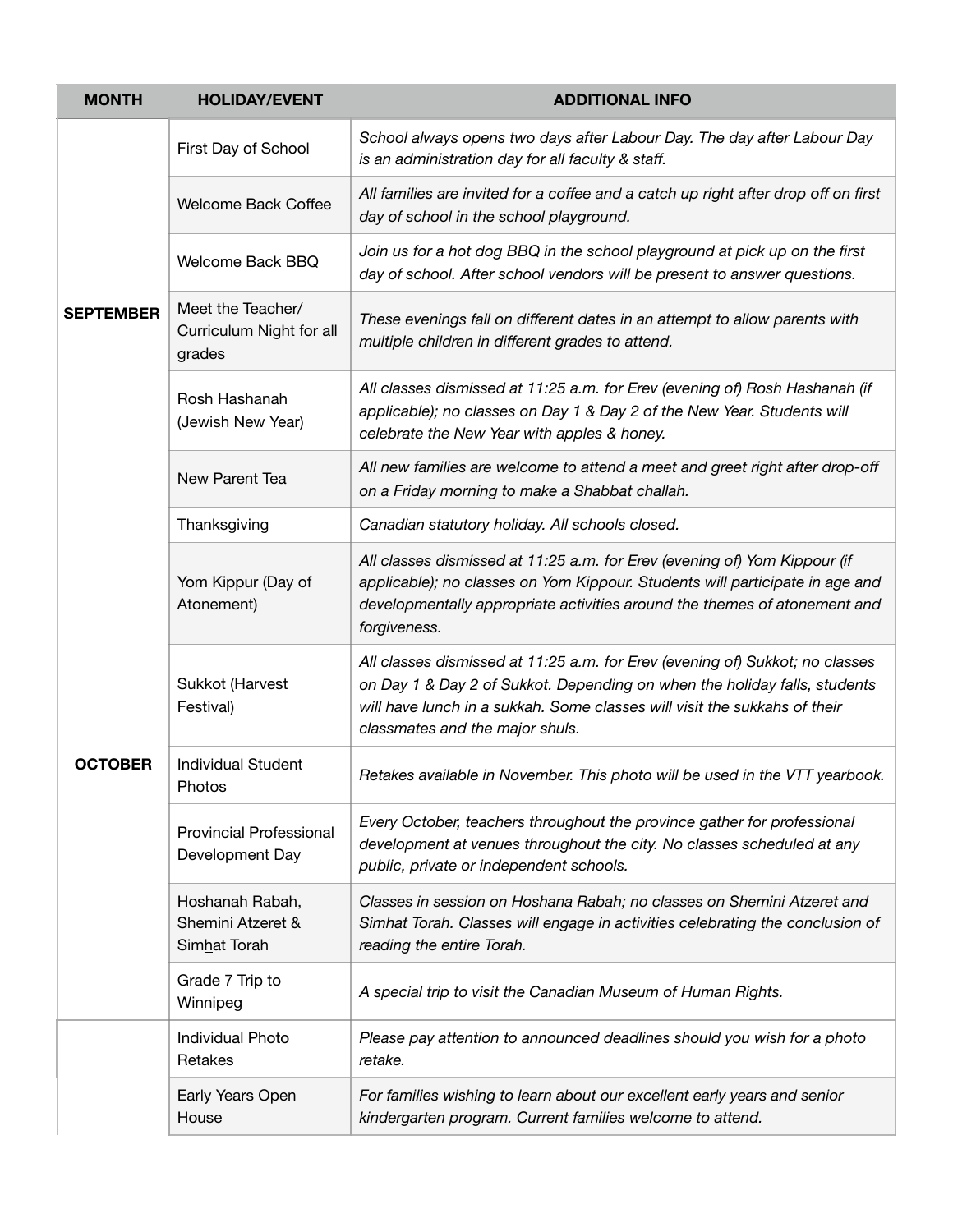| MONTH | HOLIDAY/EVENT | ADDITIONAL INFO |
|---|---|---|
| **SEPTEMBER** | First Day of School | *School always opens two days after Labour Day. The day after Labour Day is an administration day for all faculty & staff.* |
| | Welcome Back Coffee | *All families are invited for a coffee and a catch up right after drop off on first day of school in the school playground.* |
| | Welcome Back BBQ | *Join us for a hot dog BBQ in the school playground at pick up on the first day of school. After school vendors will be present to answer questions.* |
| | Meet the Teacher/ Curriculum Night for all grades | *These evenings fall on different dates in an attempt to allow parents with multiple children in different grades to attend.* |
| | Rosh Hashanah (Jewish New Year) | *All classes dismissed at 11:25 a.m. for Erev (evening of) Rosh Hashanah (if applicable); no classes on Day 1 & Day 2 of the New Year. Students will celebrate the New Year with apples & honey.* |
| | New Parent Tea | *All new families are welcome to attend a meet and greet right after drop-off on a Friday morning to make a Shabbat challah.* |
| **OCTOBER** | Thanksgiving | *Canadian statutory holiday. All schools closed.* |
| | Yom Kippur (Day of Atonement) | *All classes dismissed at 11:25 a.m. for Erev (evening of) Yom Kippour (if applicable); no classes on Yom Kippour. Students will participate in age and developmentally appropriate activities around the themes of atonement and forgiveness.* |
| | Sukkot (Harvest Festival) | *All classes dismissed at 11:25 a.m. for Erev (evening of) Sukkot; no classes on Day 1 & Day 2 of Sukkot. Depending on when the holiday falls, students will have lunch in a sukkah. Some classes will visit the sukkahs of their classmates and the major shuls.* |
| | Individual Student Photos | *Retakes available in November. This photo will be used in the VTT yearbook.* |
| | Provincial Professional Development Day | *Every October, teachers throughout the province gather for professional development at venues throughout the city. No classes scheduled at any public, private or independent schools.* |
| | Hoshanah Rabah, Shemini Atzeret & Simẖat Torah | *Classes in session on Hoshana Rabah; no classes on Shemini Atzeret and Simhat Torah. Classes will engage in activities celebrating the conclusion of reading the entire Torah.* |
| | Grade 7 Trip to Winnipeg | *A special trip to visit the Canadian Museum of Human Rights.* |
| | Individual Photo Retakes | *Please pay attention to announced deadlines should you wish for a photo retake.* |
| | Early Years Open House | *For families wishing to learn about our excellent early years and senior kindergarten program. Current families welcome to attend.* |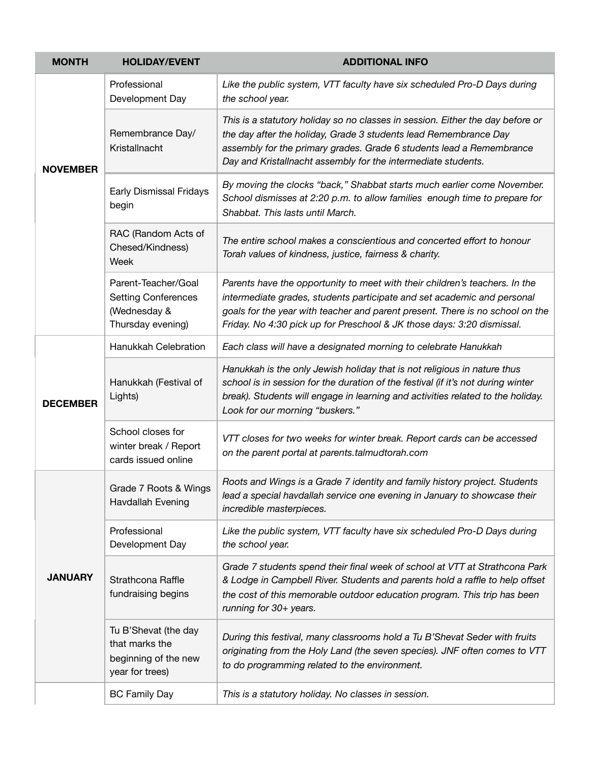| MONTH | HOLIDAY/EVENT | ADDITIONAL INFO |
| --- | --- | --- |
| **NOVEMBER** | Professional Development Day | *Like the public system, VTT faculty have six scheduled Pro-D Days during the school year.* |
| | Remembrance Day/ Kristallnacht | *This is a statutory holiday so no classes in session. Either the day before or the day after the holiday, Grade 3 students lead Remembrance Day assembly for the primary grades. Grade 6 students lead a Remembrance Day and Kristallnacht assembly for the intermediate students.* |
| | Early Dismissal Fridays begin | *By moving the clocks "back," Shabbat starts much earlier come November. School dismisses at 2:20 p.m. to allow families enough time to prepare for Shabbat. This lasts until March.* |
| | RAC (Random Acts of Chesed/Kindness) Week | *The entire school makes a conscientious and concerted effort to honour Torah values of kindness, justice, fairness & charity.* |
| | Parent-Teacher/Goal Setting Conferences (Wednesday & Thursday evening) | *Parents have the opportunity to meet with their children's teachers. In the intermediate grades, students participate and set academic and personal goals for the year with teacher and parent present. There is no school on the Friday. No 4:30 pick up for Preschool & JK those days: 3:20 dismissal.* |
| **DECEMBER** | Hanukkah Celebration | *Each class will have a designated morning to celebrate Hanukkah* |
| | Hanukkah (Festival of Lights) | *Hanukkah is the only Jewish holiday that is not religious in nature thus school is in session for the duration of the festival (if it's not during winter break). Students will engage in learning and activities related to the holiday. Look for our morning "buskers."* |
| | School closes for winter break / Report cards issued online | *VTT closes for two weeks for winter break. Report cards can be accessed on the parent portal at parents.talmudtorah.com* |
| **JANUARY** | Grade 7 Roots & Wings Havdallah Evening | *Roots and Wings is a Grade 7 identity and family history project. Students lead a special havdallah service one evening in January to showcase their incredible masterpieces.* |
| | Professional Development Day | *Like the public system, VTT faculty have six scheduled Pro-D Days during the school year.* |
| | Strathcona Raffle fundraising begins | *Grade 7 students spend their final week of school at VTT at Strathcona Park & Lodge in Campbell River. Students and parents hold a raffle to help offset the cost of this memorable outdoor education program. This trip has been running for 30+ years.* |
| | Tu B'Shevat (the day that marks the beginning of the new year for trees) | *During this festival, many classrooms hold a Tu B'Shevat Seder with fruits originating from the Holy Land (the seven species). JNF often comes to VTT to do programming related to the environment.* |
| | BC Family Day | *This is a statutory holiday. No classes in session.* |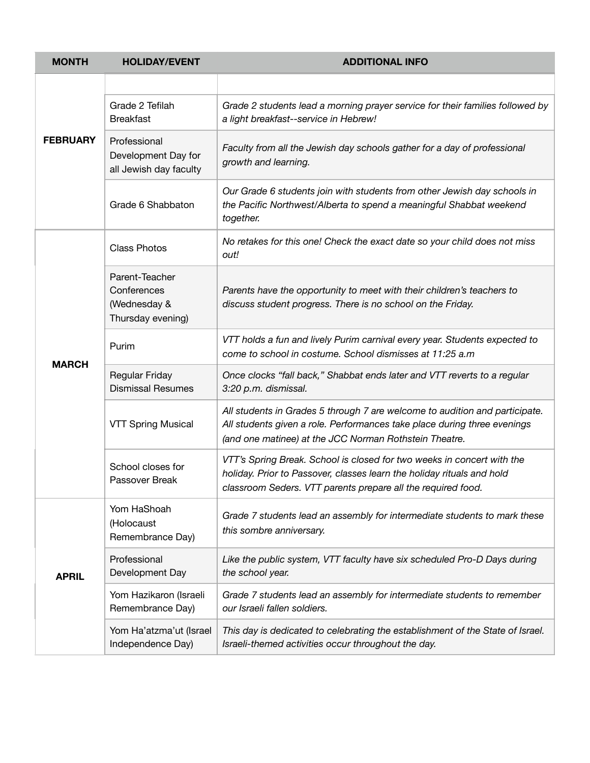| MONTH | HOLIDAY/EVENT | ADDITIONAL INFO |
|---|---|---|
| FEBRUARY | | |
| | Grade 2 Tefilah Breakfast | *Grade 2 students lead a morning prayer service for their families followed by a light breakfast--service in Hebrew!* |
| | Professional Development Day for all Jewish day faculty | *Faculty from all the Jewish day schools gather for a day of professional growth and learning.* |
| | Grade 6 Shabbaton | *Our Grade 6 students join with students from other Jewish day schools in the Pacific Northwest/Alberta to spend a meaningful Shabbat weekend together.* |
| MARCH | Class Photos | *No retakes for this one! Check the exact date so your child does not miss out!* |
| | Parent-Teacher Conferences (Wednesday & Thursday evening) | *Parents have the opportunity to meet with their children's teachers to discuss student progress. There is no school on the Friday.* |
| | Purim | *VTT holds a fun and lively Purim carnival every year. Students expected to come to school in costume. School dismisses at 11:25 a.m* |
| | Regular Friday Dismissal Resumes | *Once clocks "fall back," Shabbat ends later and VTT reverts to a regular 3:20 p.m. dismissal.* |
| | VTT Spring Musical | *All students in Grades 5 through 7 are welcome to audition and participate. All students given a role. Performances take place during three evenings (and one matinee) at the JCC Norman Rothstein Theatre.* |
| | School closes for Passover Break | *VTT's Spring Break. School is closed for two weeks in concert with the holiday. Prior to Passover, classes learn the holiday rituals and hold classroom Seders. VTT parents prepare all the required food.* |
| APRIL | Yom HaShoah (Holocaust Remembrance Day) | *Grade 7 students lead an assembly for intermediate students to mark these this sombre anniversary.* |
| | Professional Development Day | *Like the public system, VTT faculty have six scheduled Pro-D Days during the school year.* |
| | Yom Hazikaron (Israeli Remembrance Day) | *Grade 7 students lead an assembly for intermediate students to remember our Israeli fallen soldiers.* |
| | Yom Ha'atzma'ut (Israel Independence Day) | *This day is dedicated to celebrating the establishment of the State of Israel. Israeli-themed activities occur throughout the day.* |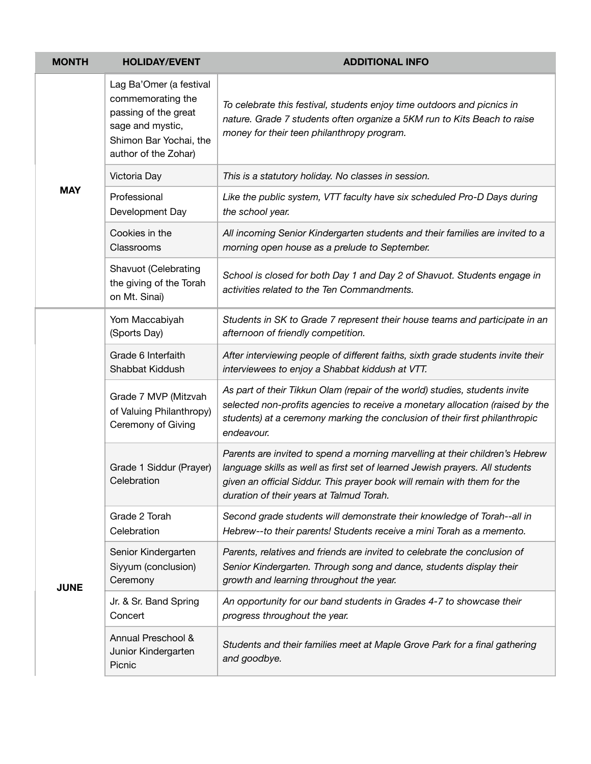| MONTH | HOLIDAY/EVENT | ADDITIONAL INFO |
|---|---|---|
| MAY | Lag Ba'Omer (a festival commemorating the passing of the great sage and mystic, Shimon Bar Yochai, the author of the Zohar) | *To celebrate this festival, students enjoy time outdoors and picnics in nature. Grade 7 students often organize a 5KM run to Kits Beach to raise money for their teen philanthropy program.* |
| | Victoria Day | *This is a statutory holiday. No classes in session.* |
| | Professional Development Day | *Like the public system, VTT faculty have six scheduled Pro-D Days during the school year.* |
| | Cookies in the Classrooms | *All incoming Senior Kindergarten students and their families are invited to a morning open house as a prelude to September.* |
| | Shavuot (Celebrating the giving of the Torah on Mt. Sinai) | *School is closed for both Day 1 and Day 2 of Shavuot. Students engage in activities related to the Ten Commandments.* |
| JUNE | Yom Maccabiyah (Sports Day) | *Students in SK to Grade 7 represent their house teams and participate in an afternoon of friendly competition.* |
| | Grade 6 Interfaith Shabbat Kiddush | *After interviewing people of different faiths, sixth grade students invite their interviewees to enjoy a Shabbat kiddush at VTT.* |
| | Grade 7 MVP (Mitzvah of Valuing Philanthropy) Ceremony of Giving | *As part of their Tikkun Olam (repair of the world) studies, students invite selected non-profits agencies to receive a monetary allocation (raised by the students) at a ceremony marking the conclusion of their first philanthropic endeavour.* |
| | Grade 1 Siddur (Prayer) Celebration | *Parents are invited to spend a morning marvelling at their children's Hebrew language skills as well as first set of learned Jewish prayers. All students given an official Siddur. This prayer book will remain with them for the duration of their years at Talmud Torah.* |
| | Grade 2 Torah Celebration | *Second grade students will demonstrate their knowledge of Torah--all in Hebrew--to their parents! Students receive a mini Torah as a memento.* |
| | Senior Kindergarten Siyyum (conclusion) Ceremony | *Parents, relatives and friends are invited to celebrate the conclusion of Senior Kindergarten. Through song and dance, students display their growth and learning throughout the year.* |
| | Jr. & Sr. Band Spring Concert | *An opportunity for our band students in Grades 4-7 to showcase their progress throughout the year.* |
| | Annual Preschool & Junior Kindergarten Picnic | *Students and their families meet at Maple Grove Park for a final gathering and goodbye.* |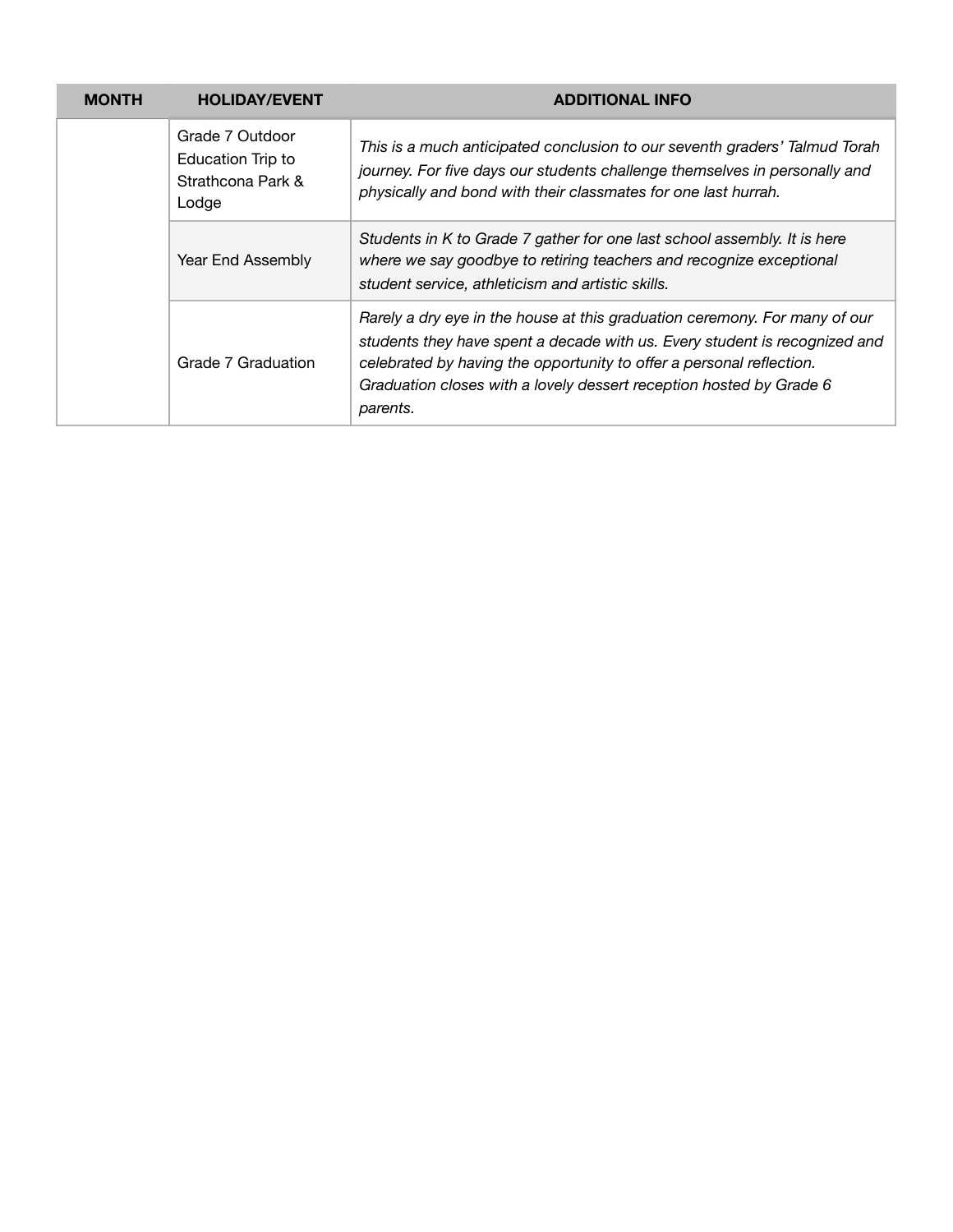| MONTH | HOLIDAY/EVENT | ADDITIONAL INFO |
| --- | --- | --- |
| | Grade 7 Outdoor Education Trip to Strathcona Park & Lodge | *This is a much anticipated conclusion to our seventh graders' Talmud Torah journey. For five days our students challenge themselves in personally and physically and bond with their classmates for one last hurrah.* |
| | Year End Assembly | *Students in K to Grade 7 gather for one last school assembly. It is here where we say goodbye to retiring teachers and recognize exceptional student service, athleticism and artistic skills.* |
| | Grade 7 Graduation | *Rarely a dry eye in the house at this graduation ceremony. For many of our students they have spent a decade with us. Every student is recognized and celebrated by having the opportunity to offer a personal reflection. Graduation closes with a lovely dessert reception hosted by Grade 6 parents.* |